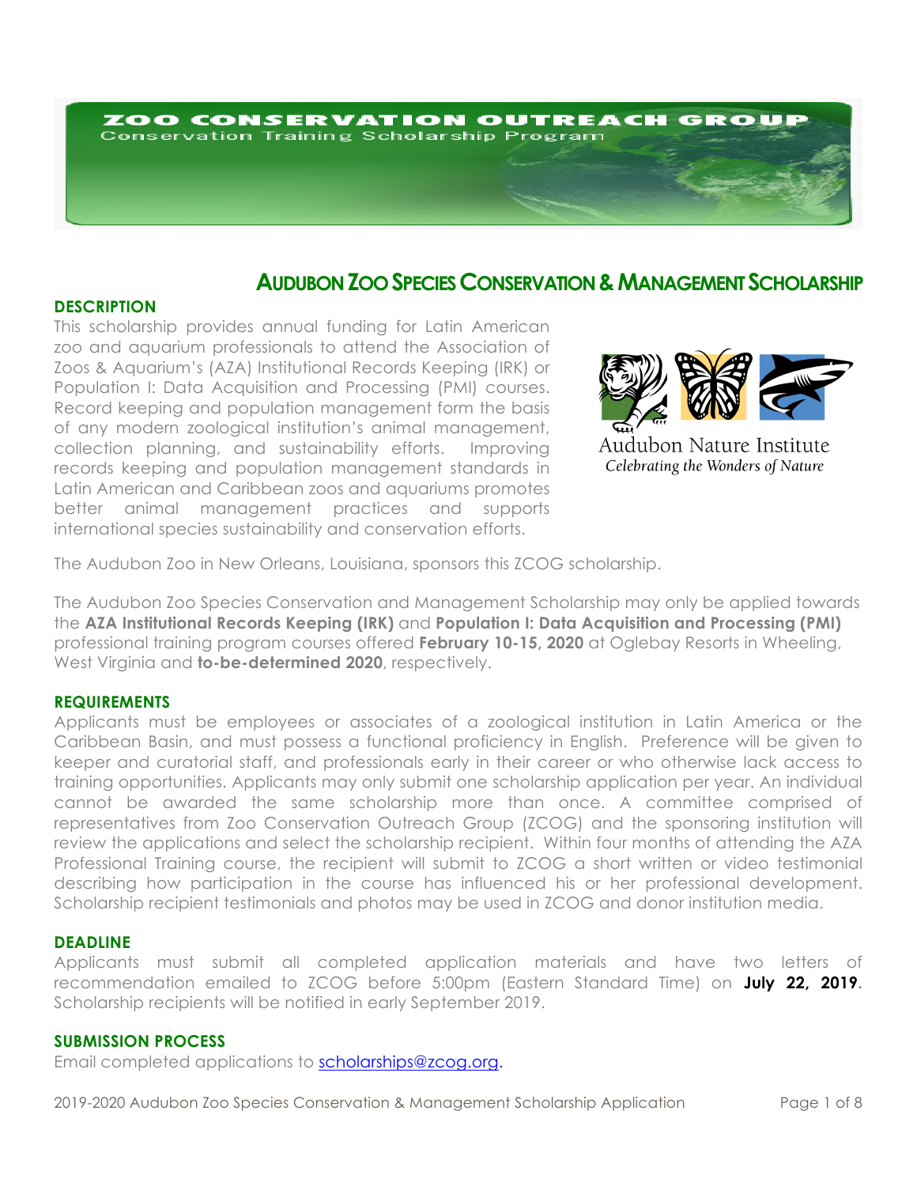ZOO CONSERVATION OUTREACH GROUP

Conservation Training Scholarship Program

# AUDUBON ZOO SPECIES CONSERVATION & MANAGEMENT SCHOLARSHIP

## DESCRIPTION

This scholarship provides annual funding for Latin American zoo and aquarium professionals to attend the Association of Zoos & Aquarium's (AZA) Institutional Records Keeping (IRK) or Population I: Data Acquisition and Processing (PMI) courses. Record keeping and population management form the basis of any modern zoological institution's animal management, collection planning, and sustainability efforts. Improving records keeping and population management standards in Latin American and Caribbean zoos and aquariums promotes better animal management practices and supports international species sustainability and conservation efforts.

Audubon Nature Institute

*Celebrating the Wonders of Nature*

The Audubon Zoo in New Orleans, Louisiana, sponsors this ZCOG scholarship.

The Audubon Zoo Species Conservation and Management Scholarship may only be applied towards the **AZA Institutional Records Keeping (IRK)** and **Population I: Data Acquisition and Processing (PMI)** professional training program courses offered **February 10-15, 2020** at Oglebay Resorts in Wheeling, West Virginia and **to-be-determined 2020**, respectively.

## REQUIREMENTS

Applicants must be employees or associates of a zoological institution in Latin America or the Caribbean Basin, and must possess a functional proficiency in English. Preference will be given to keeper and curatorial staff, and professionals early in their career or who otherwise lack access to training opportunities. Applicants may only submit one scholarship application per year. An individual cannot be awarded the same scholarship more than once. A committee comprised of representatives from Zoo Conservation Outreach Group (ZCOG) and the sponsoring institution will review the applications and select the scholarship recipient. Within four months of attending the AZA Professional Training course, the recipient will submit to ZCOG a short written or video testimonial describing how participation in the course has influenced his or her professional development. Scholarship recipient testimonials and photos may be used in ZCOG and donor institution media.

## DEADLINE

Applicants must submit all completed application materials and have two letters of recommendation emailed to ZCOG before 5:00pm (Eastern Standard Time) on **July 22, 2019**. Scholarship recipients will be notified in early September 2019.

## SUBMISSION PROCESS

Email completed applications to scholarships@zcog.org.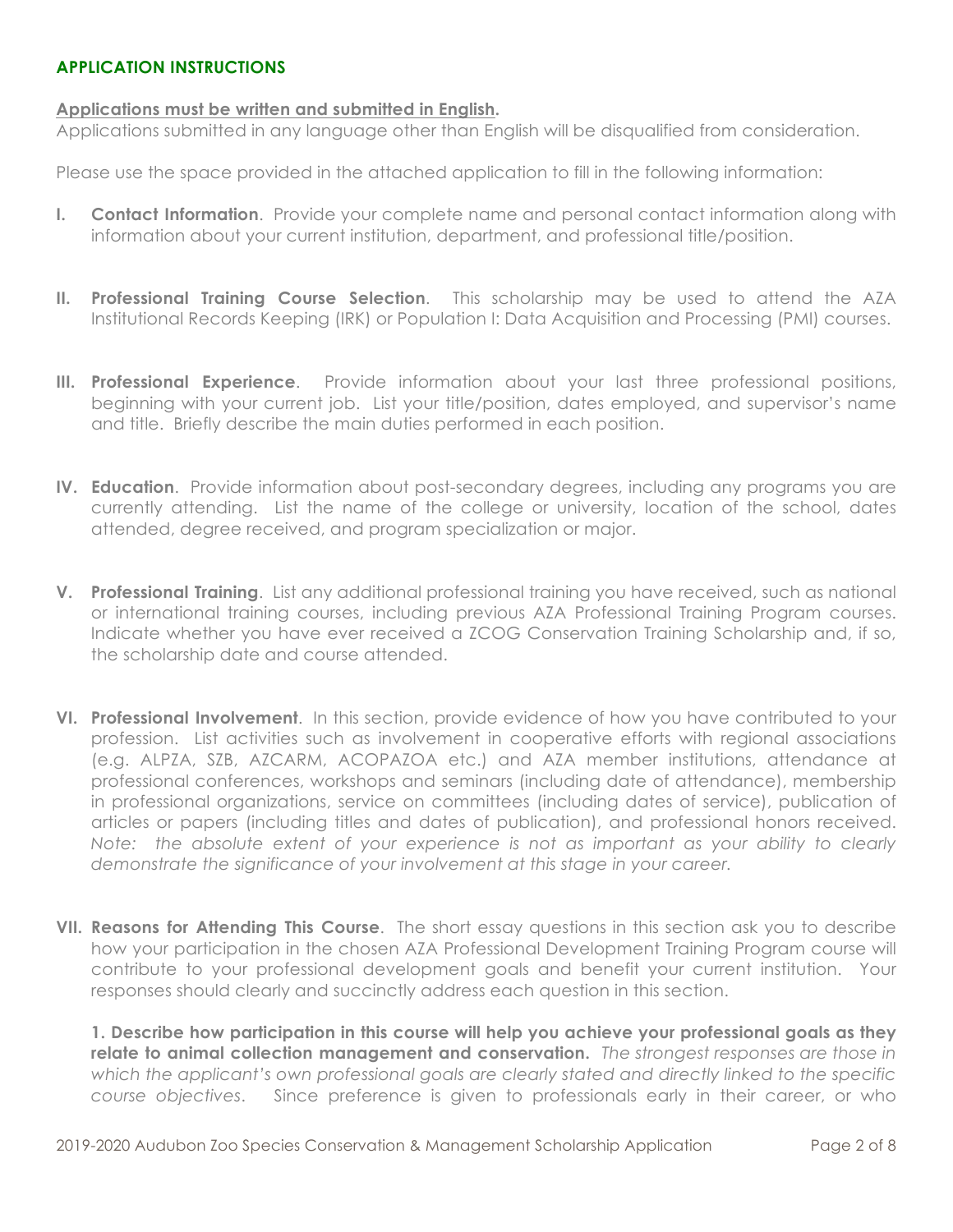## APPLICATION INSTRUCTIONS

**Applications must be written and submitted in English.**
Applications submitted in any language other than English will be disqualified from consideration.

Please use the space provided in the attached application to fill in the following information:

**I. Contact Information**. Provide your complete name and personal contact information along with information about your current institution, department, and professional title/position.

**II. Professional Training Course Selection**. This scholarship may be used to attend the AZA Institutional Records Keeping (IRK) or Population I: Data Acquisition and Processing (PMI) courses.

**III. Professional Experience**. Provide information about your last three professional positions, beginning with your current job. List your title/position, dates employed, and supervisor's name and title. Briefly describe the main duties performed in each position.

**IV. Education**. Provide information about post-secondary degrees, including any programs you are currently attending. List the name of the college or university, location of the school, dates attended, degree received, and program specialization or major.

**V. Professional Training**. List any additional professional training you have received, such as national or international training courses, including previous AZA Professional Training Program courses. Indicate whether you have ever received a ZCOG Conservation Training Scholarship and, if so, the scholarship date and course attended.

**VI. Professional Involvement**. In this section, provide evidence of how you have contributed to your profession. List activities such as involvement in cooperative efforts with regional associations (e.g. ALPZA, SZB, AZCARM, ACOPAZOA etc.) and AZA member institutions, attendance at professional conferences, workshops and seminars (including date of attendance), membership in professional organizations, service on committees (including dates of service), publication of articles or papers (including titles and dates of publication), and professional honors received. *Note: the absolute extent of your experience is not as important as your ability to clearly demonstrate the significance of your involvement at this stage in your career.*

**VII. Reasons for Attending This Course**. The short essay questions in this section ask you to describe how your participation in the chosen AZA Professional Development Training Program course will contribute to your professional development goals and benefit your current institution. Your responses should clearly and succinctly address each question in this section.

**1. Describe how participation in this course will help you achieve your professional goals as they relate to animal collection management and conservation.** *The strongest responses are those in which the applicant's own professional goals are clearly stated and directly linked to the specific course objectives.* Since preference is given to professionals early in their career, or who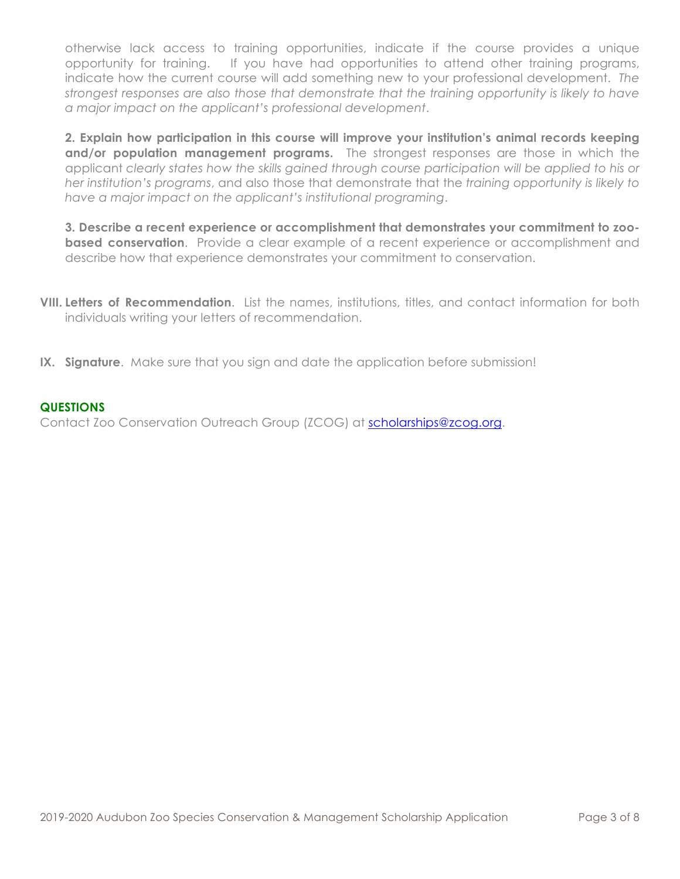otherwise lack access to training opportunities, indicate if the course provides a unique opportunity for training. If you have had opportunities to attend other training programs, indicate how the current course will add something new to your professional development. *The strongest responses are also those that demonstrate that the training opportunity is likely to have a major impact on the applicant's professional development*.

**2. Explain how participation in this course will improve your institution's animal records keeping and/or population management programs.** The strongest responses are those in which the applicant *clearly states how the skills gained through course participation will be applied to his or her institution's programs*, and also those that demonstrate that the *training opportunity is likely to have a major impact on the applicant's institutional programing*.

**3. Describe a recent experience or accomplishment that demonstrates your commitment to zoo-based conservation**. Provide a clear example of a recent experience or accomplishment and describe how that experience demonstrates your commitment to conservation.

**VIII. Letters of Recommendation**. List the names, institutions, titles, and contact information for both individuals writing your letters of recommendation.

**IX. Signature**. Make sure that you sign and date the application before submission!

**QUESTIONS**

Contact Zoo Conservation Outreach Group (ZCOG) at scholarships@zcog.org.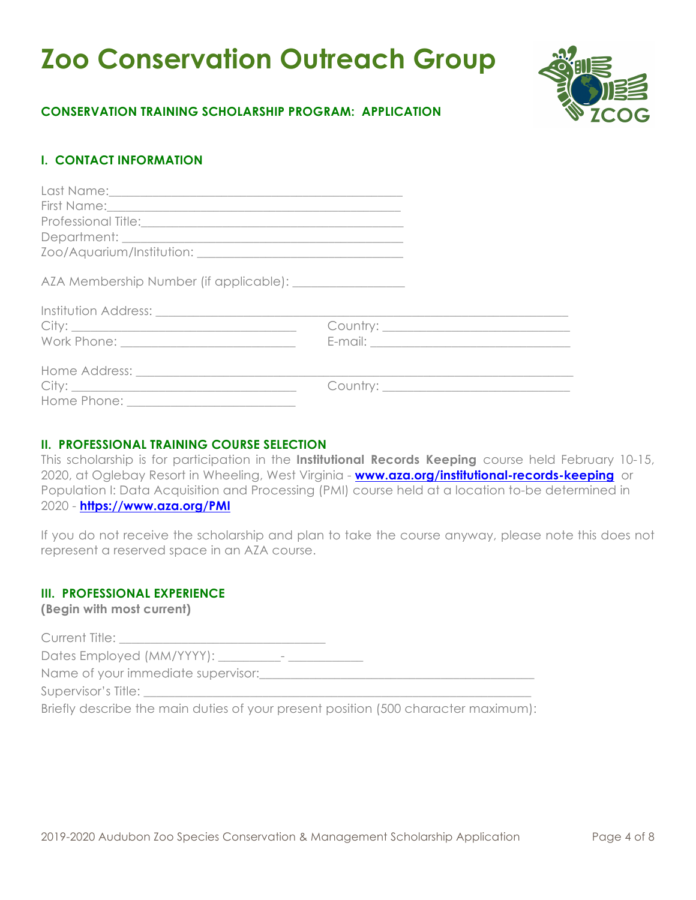# Zoo Conservation Outreach Group

**CONSERVATION TRAINING SCHOLARSHIP PROGRAM: APPLICATION**

## I. CONTACT INFORMATION

Last Name:_____________________________________________
First Name:_____________________________________________
Professional Title:_______________________________________
Department: ____________________________________________
Zoo/Aquarium/Institution: ________________________________

AZA Membership Number (if applicable): _________________

Institution Address: ____________________________________________________________
City: ___________________________________ Country: ____________________________
Work Phone: ____________________________ E-mail: _____________________________

Home Address: __________________________________________________________________
City: ___________________________________ Country: ____________________________
Home Phone: ____________________________

## II. PROFESSIONAL TRAINING COURSE SELECTION

This scholarship is for participation in the **Institutional Records Keeping** course held February 10-15, 2020, at Oglebay Resort in Wheeling, West Virginia - **www.aza.org/institutional-records-keeping** or Population I: Data Acquisition and Processing (PMI) course held at a location to-be determined in 2020 - **https://www.aza.org/PMI**

If you do not receive the scholarship and plan to take the course anyway, please note this does not represent a reserved space in an AZA course.

## III. PROFESSIONAL EXPERIENCE

**(Begin with most current)**

Current Title: _________________________________
Dates Employed (MM/YYYY): __________- ____________
Name of your immediate supervisor:___________________________________________
Supervisor's Title: _______________________________________________________
Briefly describe the main duties of your present position (500 character maximum):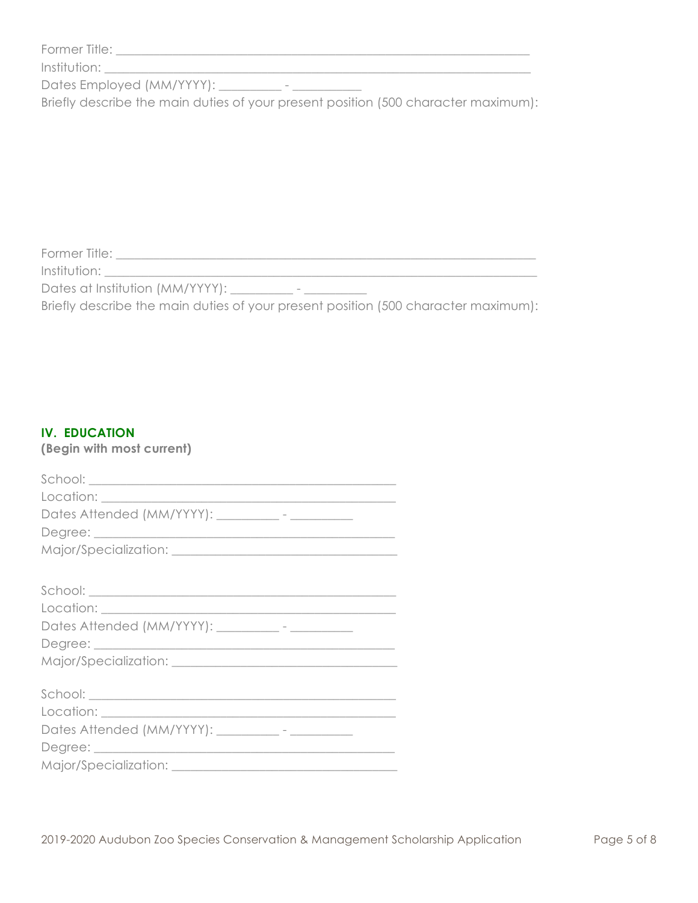Former Title: ___________________________________________________________

Institution: ____________________________________________________________

Dates Employed (MM/YYYY): __________ - ___________

Briefly describe the main duties of your present position (500 character maximum):

Former Title: ___________________________________________________________

Institution: ____________________________________________________________

Dates at Institution (MM/YYYY): __________ - __________

Briefly describe the main duties of your present position (500 character maximum):

## IV. EDUCATION

**(Begin with most current)**

School: _____________________________________________

Location: ___________________________________________

Dates Attended (MM/YYYY): __________ - __________

Degree: _____________________________________________

Major/Specialization: _________________________________

School: _____________________________________________

Location: ___________________________________________

Dates Attended (MM/YYYY): __________ - __________

Degree: _____________________________________________

Major/Specialization: _________________________________

School: _____________________________________________

Location: ___________________________________________

Dates Attended (MM/YYYY): __________ - __________

Degree: _____________________________________________

Major/Specialization: _________________________________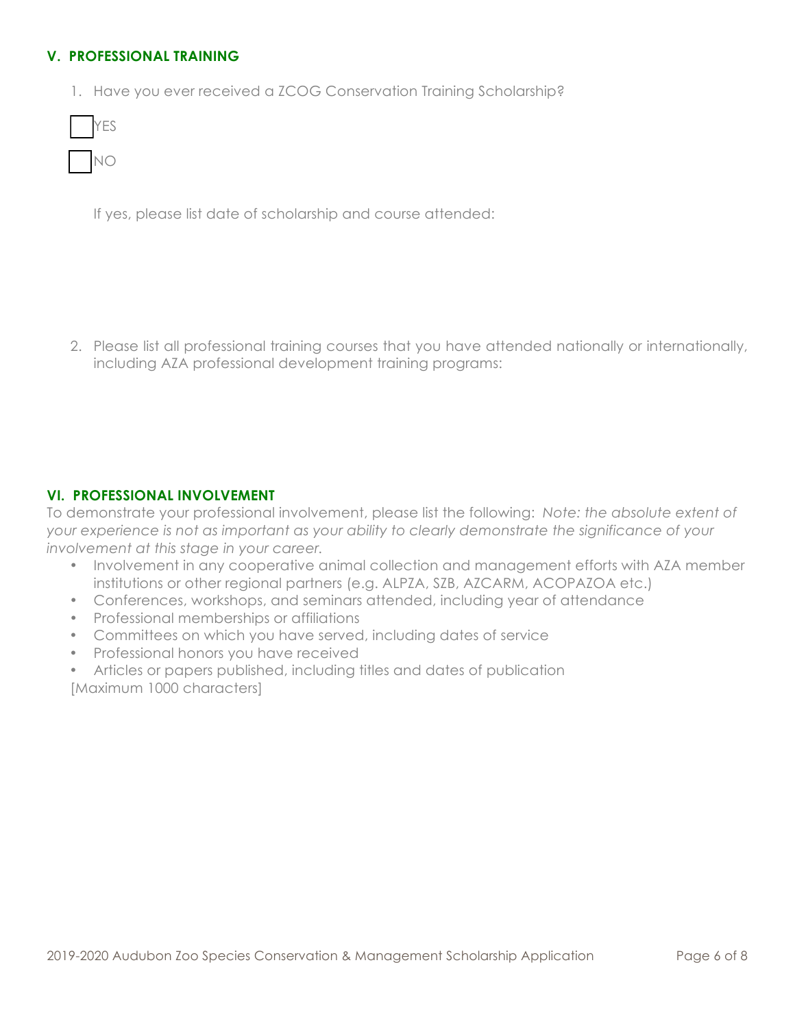### V. PROFESSIONAL TRAINING

1. Have you ever received a ZCOG Conservation Training Scholarship?

☐ YES

☐ NO

If yes, please list date of scholarship and course attended:

2. Please list all professional training courses that you have attended nationally or internationally, including AZA professional development training programs:

### VI. PROFESSIONAL INVOLVEMENT

To demonstrate your professional involvement, please list the following: *Note: the absolute extent of your experience is not as important as your ability to clearly demonstrate the significance of your involvement at this stage in your career.*

- Involvement in any cooperative animal collection and management efforts with AZA member institutions or other regional partners (e.g. ALPZA, SZB, AZCARM, ACOPAZOA etc.)
- Conferences, workshops, and seminars attended, including year of attendance
- Professional memberships or affiliations
- Committees on which you have served, including dates of service
- Professional honors you have received
- Articles or papers published, including titles and dates of publication

[Maximum 1000 characters]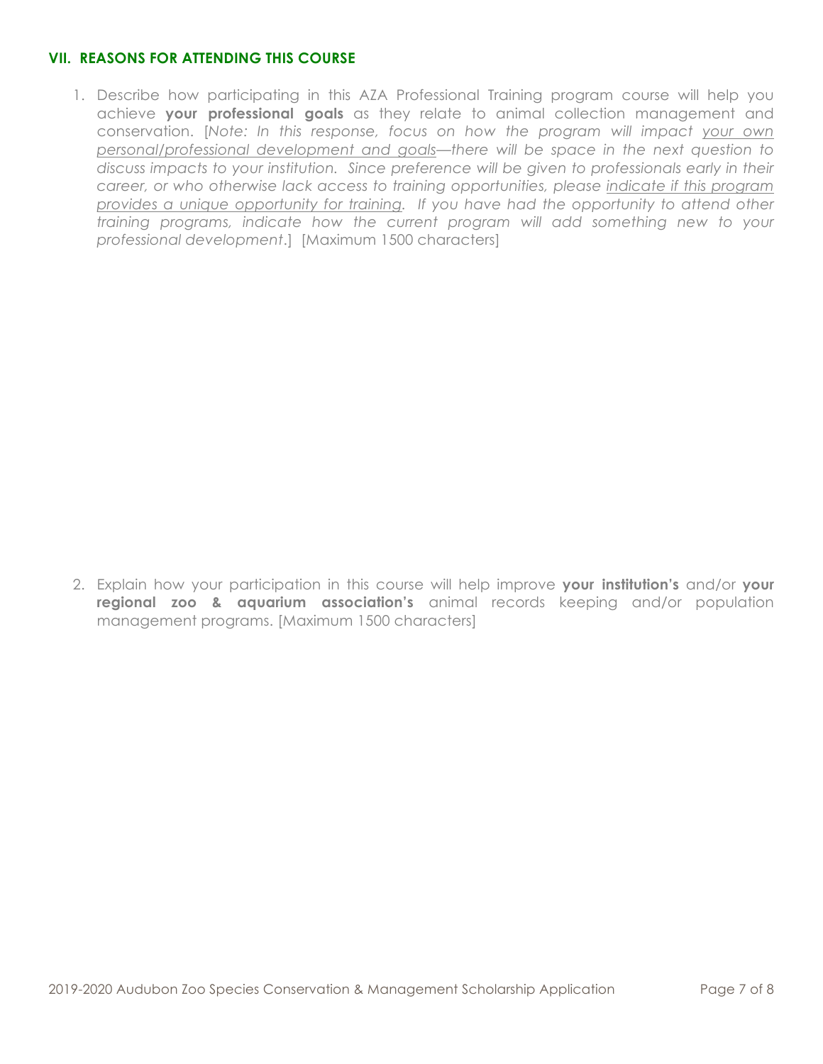## VII. REASONS FOR ATTENDING THIS COURSE

1. Describe how participating in this AZA Professional Training program course will help you achieve **your professional goals** as they relate to animal collection management and conservation. [*Note: In this response, focus on how the program will impact <u>your own personal/professional development and goals</u>—there will be space in the next question to discuss impacts to your institution. Since preference will be given to professionals early in their career, or who otherwise lack access to training opportunities, please <u>indicate if this program provides a unique opportunity for training</u>. If you have had the opportunity to attend other training programs, indicate how the current program will add something new to your professional development*.] [Maximum 1500 characters]

2. Explain how your participation in this course will help improve **your institution's** and/or **your regional zoo & aquarium association's** animal records keeping and/or population management programs. [Maximum 1500 characters]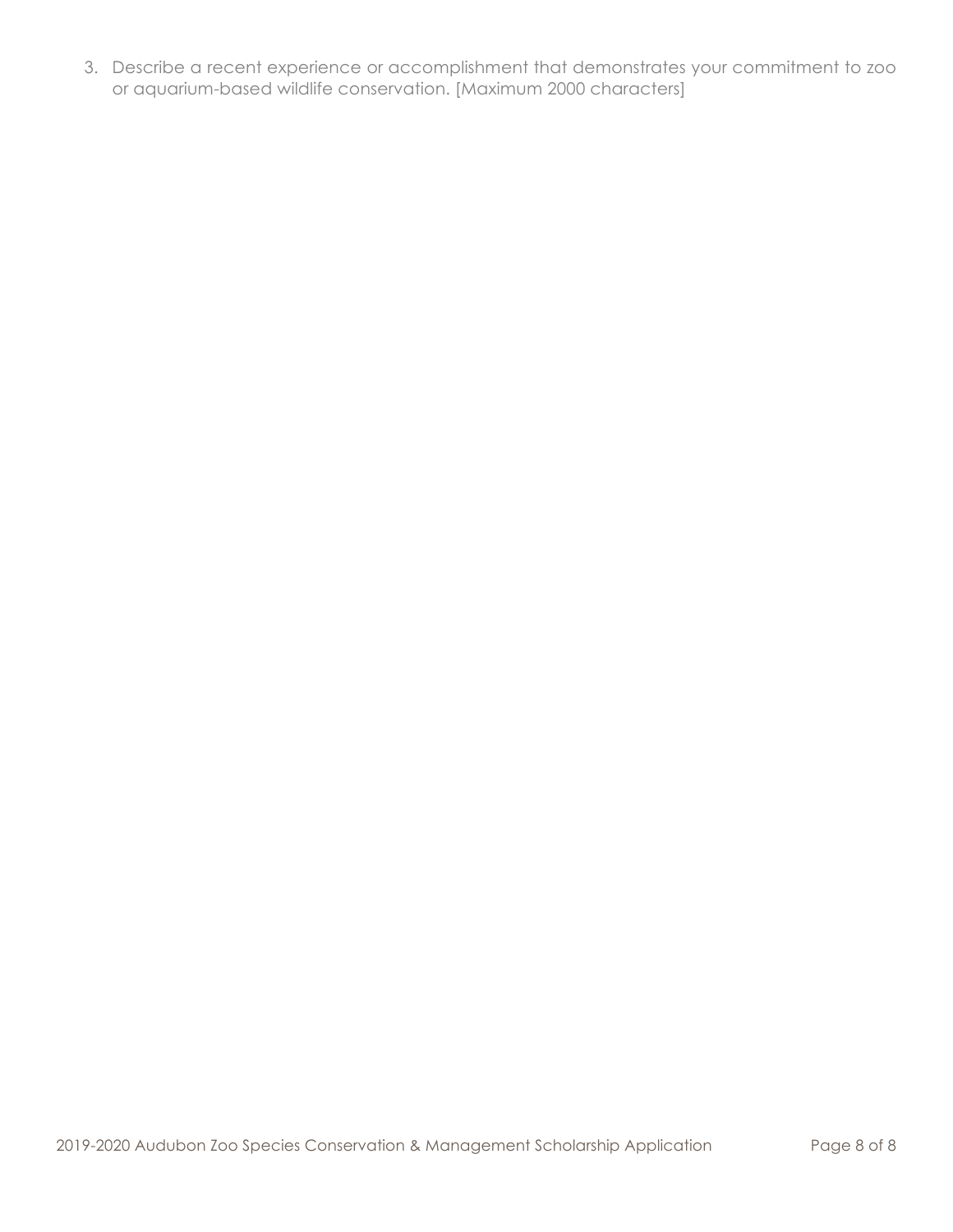3. Describe a recent experience or accomplishment that demonstrates your commitment to zoo or aquarium-based wildlife conservation. [Maximum 2000 characters]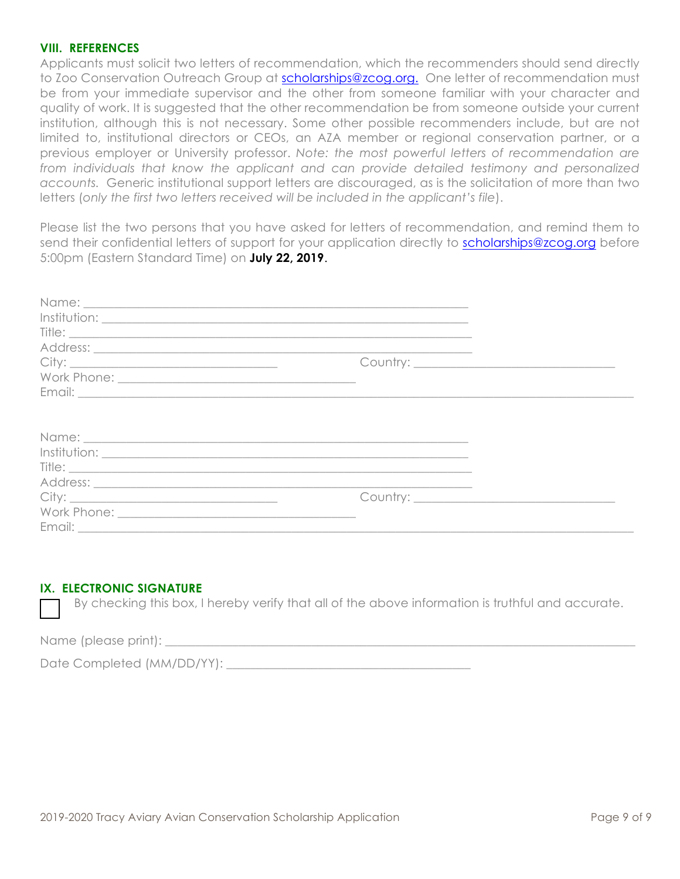## VIII. REFERENCES

Applicants must solicit two letters of recommendation, which the recommenders should send directly to Zoo Conservation Outreach Group at scholarships@zcog.org. One letter of recommendation must be from your immediate supervisor and the other from someone familiar with your character and quality of work. It is suggested that the other recommendation be from someone outside your current institution, although this is not necessary. Some other possible recommenders include, but are not limited to, institutional directors or CEOs, an AZA member or regional conservation partner, or a previous employer or University professor. *Note: the most powerful letters of recommendation are from individuals that know the applicant and can provide detailed testimony and personalized accounts.* Generic institutional support letters are discouraged, as is the solicitation of more than two letters (*only the first two letters received will be included in the applicant's file*).

Please list the two persons that you have asked for letters of recommendation, and remind them to send their confidential letters of support for your application directly to scholarships@zcog.org before 5:00pm (Eastern Standard Time) on **July 22, 2019**.

Name: ______________________________________________
Institution: ___________________________________________
Title: ________________________________________________
Address: _____________________________________________
City: _________________________ Country: _________________________
Work Phone: ____________________________
Email: ______________________________________________________________

Name: ______________________________________________
Institution: ___________________________________________
Title: ________________________________________________
Address: _____________________________________________
City: _________________________ Country: _________________________
Work Phone: ____________________________
Email: ______________________________________________________________

## IX. ELECTRONIC SIGNATURE

☐ By checking this box, I hereby verify that all of the above information is truthful and accurate.

Name (please print): ______________________________________________________

Date Completed (MM/DD/YY): ____________________________